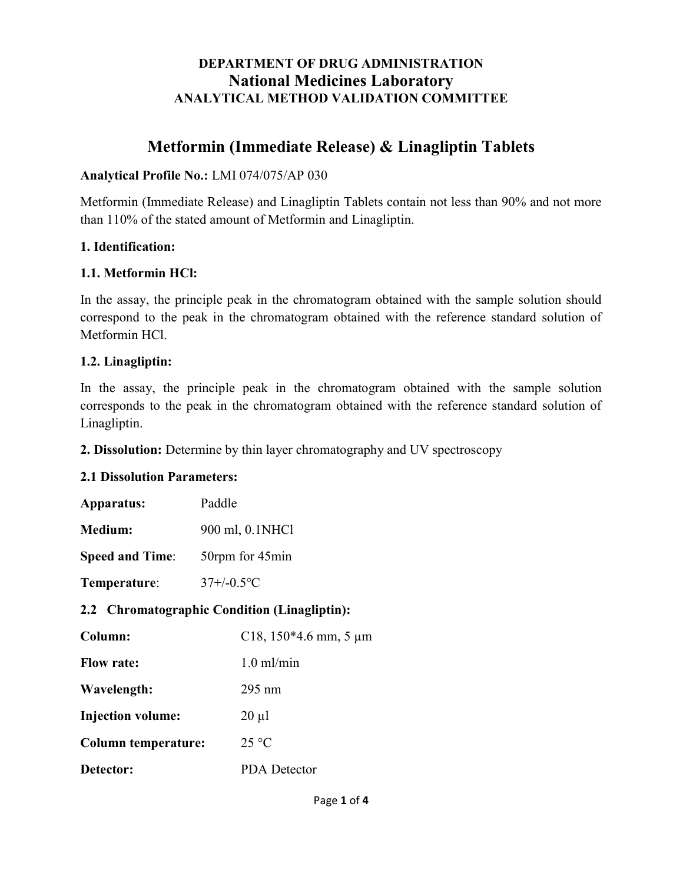**DEPARTMENT OF DRUG ADMINISTRATION**

# National Medicines Laboratory

**ANALYTICAL METHOD VALIDATION COMMITTEE**

## Metformin (Immediate Release) & Linagliptin Tablets

**Analytical Profile No.:** LMI 074/075/AP 030

Metformin (Immediate Release) and Linagliptin Tablets contain not less than 90% and not more than 110% of the stated amount of Metformin and Linagliptin.

### 1. Identification:

#### 1.1. Metformin HCl:

In the assay, the principle peak in the chromatogram obtained with the sample solution should correspond to the peak in the chromatogram obtained with the reference standard solution of Metformin HCl.

#### 1.2. Linagliptin:

In the assay, the principle peak in the chromatogram obtained with the sample solution corresponds to the peak in the chromatogram obtained with the reference standard solution of Linagliptin.

**2. Dissolution:** Determine by thin layer chromatography and UV spectroscopy

#### 2.1 Dissolution Parameters:

**Apparatus:** Paddle

**Medium:** 900 ml, 0.1NHCl

**Speed and Time**: 50rpm for 45min

**Temperature**: 37+/-0.5°C

#### 2.2 Chromatographic Condition (Linagliptin):

**Column:** C18, 150*4.6 mm, 5 µm

**Flow rate:** 1.0 ml/min

**Wavelength:** 295 nm

**Injection volume:** 20 µl

**Column temperature:** 25 °C

**Detector:** PDA Detector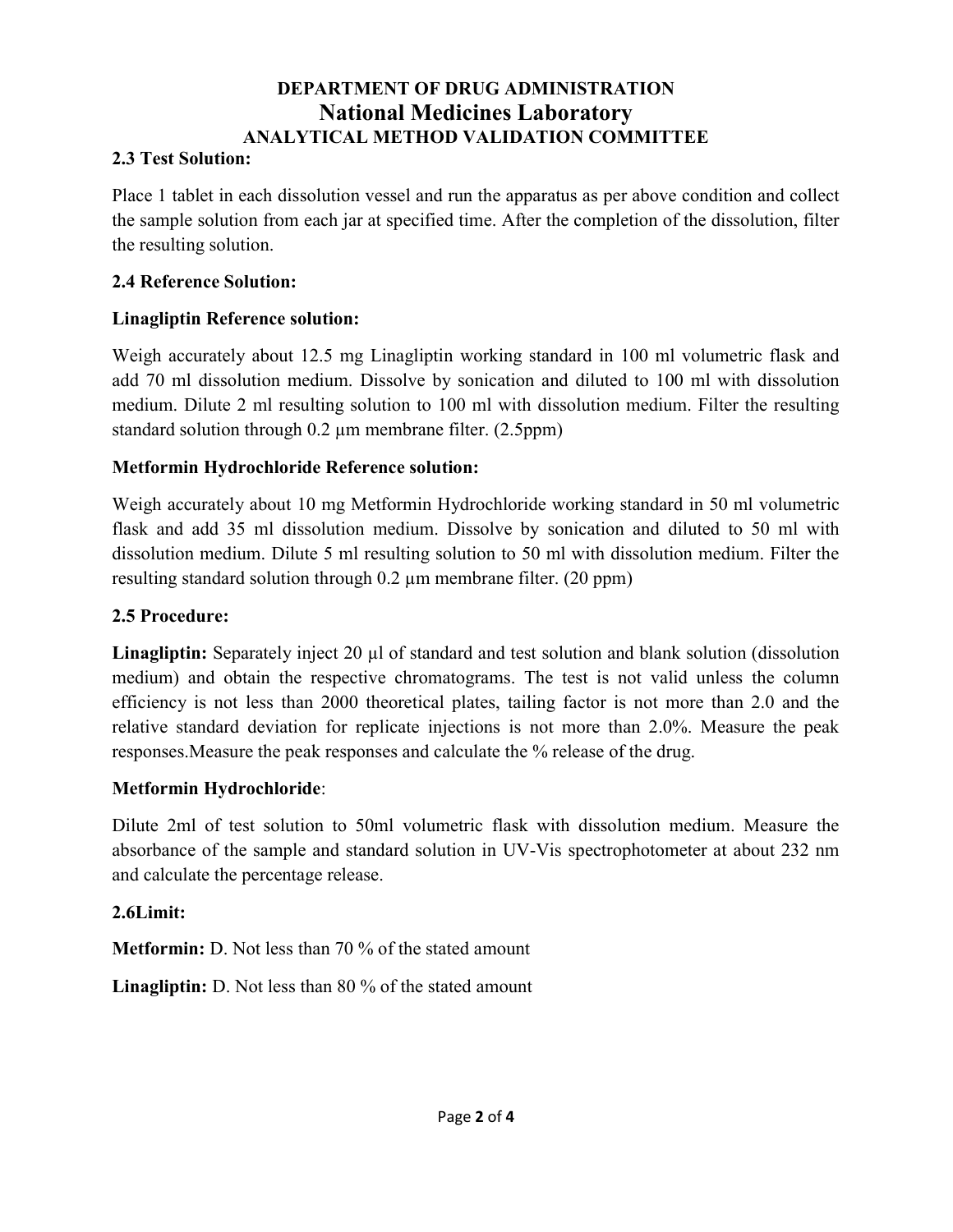# DEPARTMENT OF DRUG ADMINISTRATION
# National Medicines Laboratory
## ANALYTICAL METHOD VALIDATION COMMITTEE

### 2.3 Test Solution:

Place 1 tablet in each dissolution vessel and run the apparatus as per above condition and collect the sample solution from each jar at specified time. After the completion of the dissolution, filter the resulting solution.

### 2.4 Reference Solution:

**Linagliptin Reference solution:**

Weigh accurately about 12.5 mg Linagliptin working standard in 100 ml volumetric flask and add 70 ml dissolution medium. Dissolve by sonication and diluted to 100 ml with dissolution medium. Dilute 2 ml resulting solution to 100 ml with dissolution medium. Filter the resulting standard solution through 0.2 µm membrane filter. (2.5ppm)

**Metformin Hydrochloride Reference solution:**

Weigh accurately about 10 mg Metformin Hydrochloride working standard in 50 ml volumetric flask and add 35 ml dissolution medium. Dissolve by sonication and diluted to 50 ml with dissolution medium. Dilute 5 ml resulting solution to 50 ml with dissolution medium. Filter the resulting standard solution through 0.2 µm membrane filter. (20 ppm)

### 2.5 Procedure:

**Linagliptin:** Separately inject 20 µl of standard and test solution and blank solution (dissolution medium) and obtain the respective chromatograms. The test is not valid unless the column efficiency is not less than 2000 theoretical plates, tailing factor is not more than 2.0 and the relative standard deviation for replicate injections is not more than 2.0%. Measure the peak responses.Measure the peak responses and calculate the % release of the drug.

**Metformin Hydrochloride**:

Dilute 2ml of test solution to 50ml volumetric flask with dissolution medium. Measure the absorbance of the sample and standard solution in UV-Vis spectrophotometer at about 232 nm and calculate the percentage release.

### 2.6Limit:

**Metformin:** D. Not less than 70 % of the stated amount

**Linagliptin:** D. Not less than 80 % of the stated amount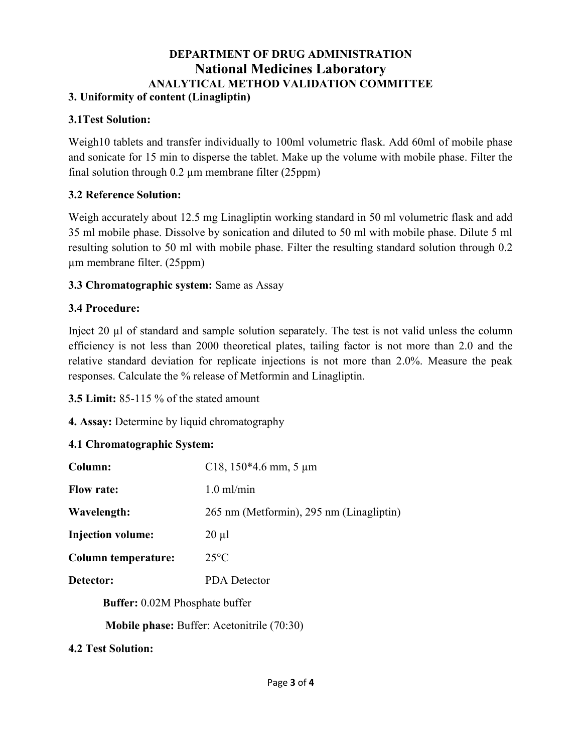**DEPARTMENT OF DRUG ADMINISTRATION**
**National Medicines Laboratory**
**ANALYTICAL METHOD VALIDATION COMMITTEE**

### 3. Uniformity of content (Linagliptin)

#### 3.1Test Solution:

Weigh10 tablets and transfer individually to 100ml volumetric flask. Add 60ml of mobile phase and sonicate for 15 min to disperse the tablet. Make up the volume with mobile phase. Filter the final solution through 0.2 µm membrane filter (25ppm)

#### 3.2 Reference Solution:

Weigh accurately about 12.5 mg Linagliptin working standard in 50 ml volumetric flask and add 35 ml mobile phase. Dissolve by sonication and diluted to 50 ml with mobile phase. Dilute 5 ml resulting solution to 50 ml with mobile phase. Filter the resulting standard solution through 0.2 µm membrane filter. (25ppm)

**3.3 Chromatographic system:** Same as Assay

#### 3.4 Procedure:

Inject 20 µl of standard and sample solution separately. The test is not valid unless the column efficiency is not less than 2000 theoretical plates, tailing factor is not more than 2.0 and the relative standard deviation for replicate injections is not more than 2.0%. Measure the peak responses. Calculate the % release of Metformin and Linagliptin.

**3.5 Limit:** 85-115 % of the stated amount

### 4. Assay: Determine by liquid chromatography

#### 4.1 Chromatographic System:

| | |
|---|---|
| **Column:** | C18, 150*4.6 mm, 5 µm |
| **Flow rate:** | 1.0 ml/min |
| **Wavelength:** | 265 nm (Metformin), 295 nm (Linagliptin) |
| **Injection volume:** | 20 µl |
| **Column temperature:** | 25°C |
| **Detector:** | PDA Detector |

**Buffer:** 0.02M Phosphate buffer

**Mobile phase:** Buffer: Acetonitrile (70:30)

#### 4.2 Test Solution: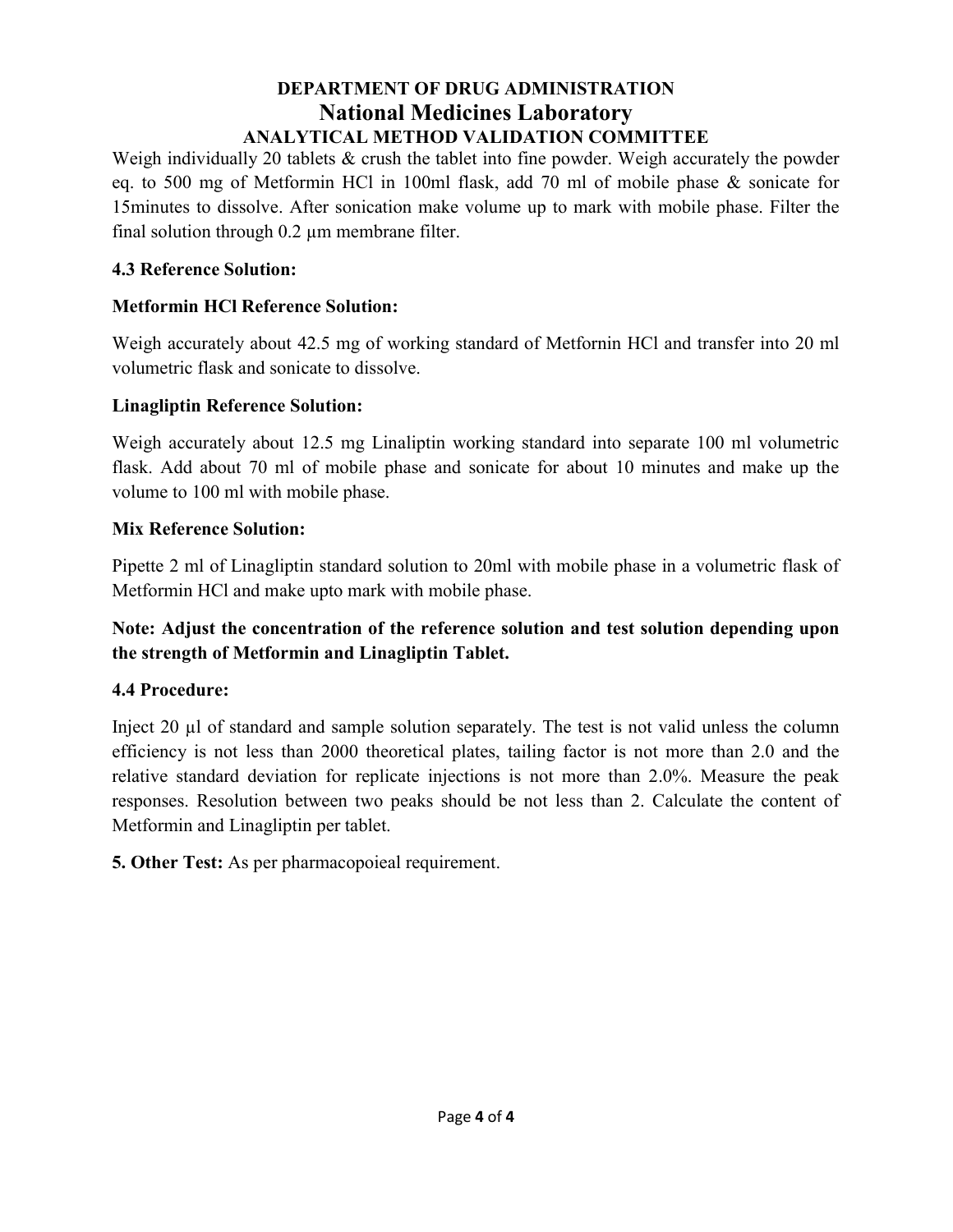Weigh individually 20 tablets & crush the tablet into fine powder. Weigh accurately the powder eq. to 500 mg of Metformin HCl in 100ml flask, add 70 ml of mobile phase & sonicate for 15minutes to dissolve. After sonication make volume up to mark with mobile phase. Filter the final solution through 0.2 µm membrane filter.

### 4.3 Reference Solution:

**Metformin HCl Reference Solution:**

Weigh accurately about 42.5 mg of working standard of Metfornin HCl and transfer into 20 ml volumetric flask and sonicate to dissolve.

**Linagliptin Reference Solution:**

Weigh accurately about 12.5 mg Linaliptin working standard into separate 100 ml volumetric flask. Add about 70 ml of mobile phase and sonicate for about 10 minutes and make up the volume to 100 ml with mobile phase.

**Mix Reference Solution:**

Pipette 2 ml of Linagliptin standard solution to 20ml with mobile phase in a volumetric flask of Metformin HCl and make upto mark with mobile phase.

**Note: Adjust the concentration of the reference solution and test solution depending upon the strength of Metformin and Linagliptin Tablet.**

### 4.4 Procedure:

Inject 20 µl of standard and sample solution separately. The test is not valid unless the column efficiency is not less than 2000 theoretical plates, tailing factor is not more than 2.0 and the relative standard deviation for replicate injections is not more than 2.0%. Measure the peak responses. Resolution between two peaks should be not less than 2. Calculate the content of Metformin and Linagliptin per tablet.

**5. Other Test:** As per pharmacopoieal requirement.